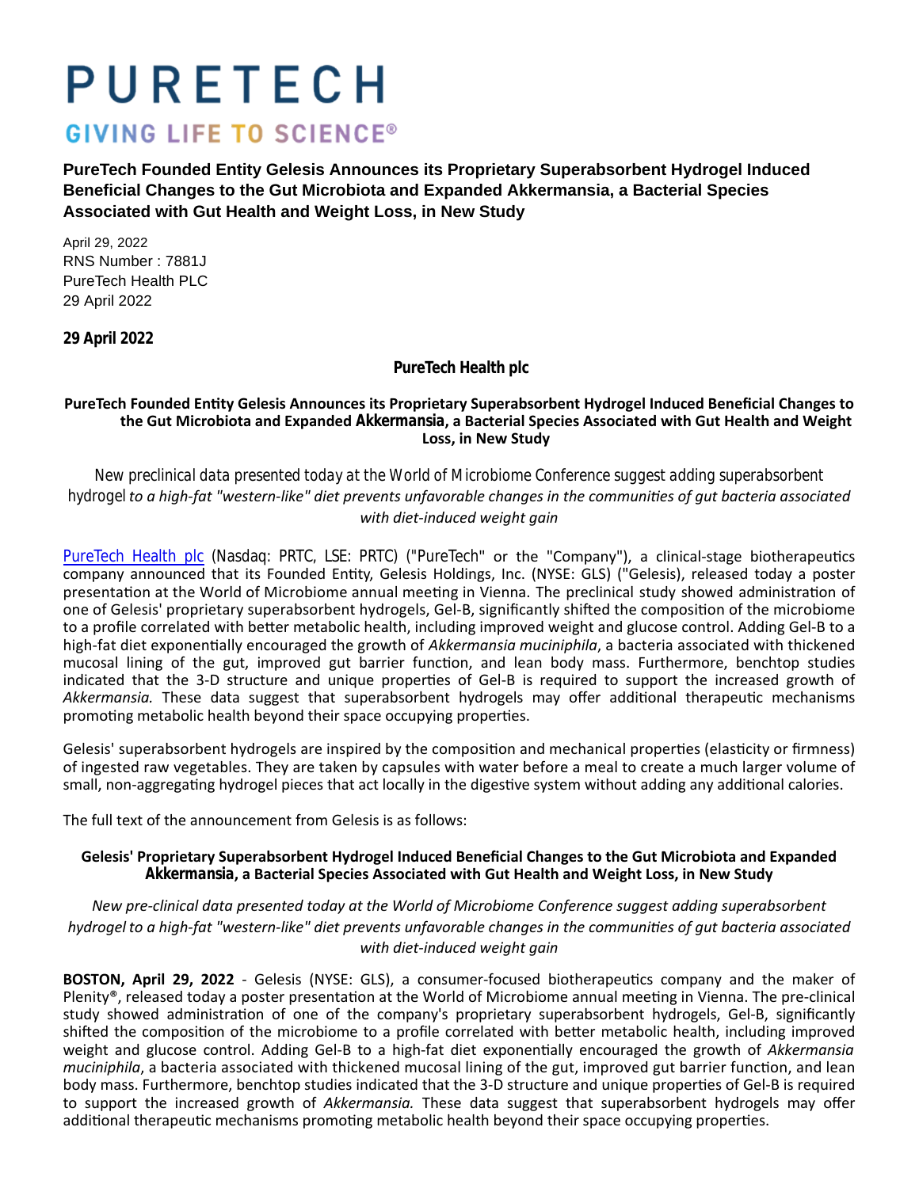# PURETECH

GIVING LIFE TO SCIENCE®

## PureTech Founded Entity Gelesis Announces its Proprietary Superabsorbent Hydrogel Induced Beneficial Changes to the Gut Microbiota and Expanded Akkermansia, a Bacterial Species Associated with Gut Health and Weight Loss, in New Study

April 29, 2022
RNS Number : 7881J
PureTech Health PLC
29 April 2022

**29 April 2022**

**PureTech Health plc**

**PureTech Founded Entity Gelesis Announces its Proprietary Superabsorbent Hydrogel Induced Beneficial Changes to the Gut Microbiota and Expanded *Akkermansia*, a Bacterial Species Associated with Gut Health and Weight Loss, in New Study**

*New preclinical data presented today at the World of Microbiome Conference suggest adding superabsorbent hydrogel to a high-fat "western-like" diet prevents unfavorable changes in the communities of gut bacteria associated with diet-induced weight gain*

PureTech Health plc (Nasdaq: PRTC, LSE: PRTC) ("PureTech" or the "Company"), a clinical-stage biotherapeutics company announced that its Founded Entity, Gelesis Holdings, Inc. (NYSE: GLS) ("Gelesis), released today a poster presentation at the World of Microbiome annual meeting in Vienna. The preclinical study showed administration of one of Gelesis' proprietary superabsorbent hydrogels, Gel-B, significantly shifted the composition of the microbiome to a profile correlated with better metabolic health, including improved weight and glucose control. Adding Gel-B to a high-fat diet exponentially encouraged the growth of *Akkermansia muciniphila*, a bacteria associated with thickened mucosal lining of the gut, improved gut barrier function, and lean body mass. Furthermore, benchtop studies indicated that the 3-D structure and unique properties of Gel-B is required to support the increased growth of *Akkermansia.* These data suggest that superabsorbent hydrogels may offer additional therapeutic mechanisms promoting metabolic health beyond their space occupying properties.

Gelesis' superabsorbent hydrogels are inspired by the composition and mechanical properties (elasticity or firmness) of ingested raw vegetables. They are taken by capsules with water before a meal to create a much larger volume of small, non-aggregating hydrogel pieces that act locally in the digestive system without adding any additional calories.

The full text of the announcement from Gelesis is as follows:

**Gelesis' Proprietary Superabsorbent Hydrogel Induced Beneficial Changes to the Gut Microbiota and Expanded *Akkermansia*, a Bacterial Species Associated with Gut Health and Weight Loss, in New Study**

*New pre-clinical data presented today at the World of Microbiome Conference suggest adding superabsorbent hydrogel to a high-fat "western-like" diet prevents unfavorable changes in the communities of gut bacteria associated with diet-induced weight gain*

**BOSTON, April 29, 2022** - Gelesis (NYSE: GLS), a consumer-focused biotherapeutics company and the maker of Plenity®, released today a poster presentation at the World of Microbiome annual meeting in Vienna. The pre-clinical study showed administration of one of the company's proprietary superabsorbent hydrogels, Gel-B, significantly shifted the composition of the microbiome to a profile correlated with better metabolic health, including improved weight and glucose control. Adding Gel-B to a high-fat diet exponentially encouraged the growth of *Akkermansia muciniphila*, a bacteria associated with thickened mucosal lining of the gut, improved gut barrier function, and lean body mass. Furthermore, benchtop studies indicated that the 3-D structure and unique properties of Gel-B is required to support the increased growth of *Akkermansia.* These data suggest that superabsorbent hydrogels may offer additional therapeutic mechanisms promoting metabolic health beyond their space occupying properties.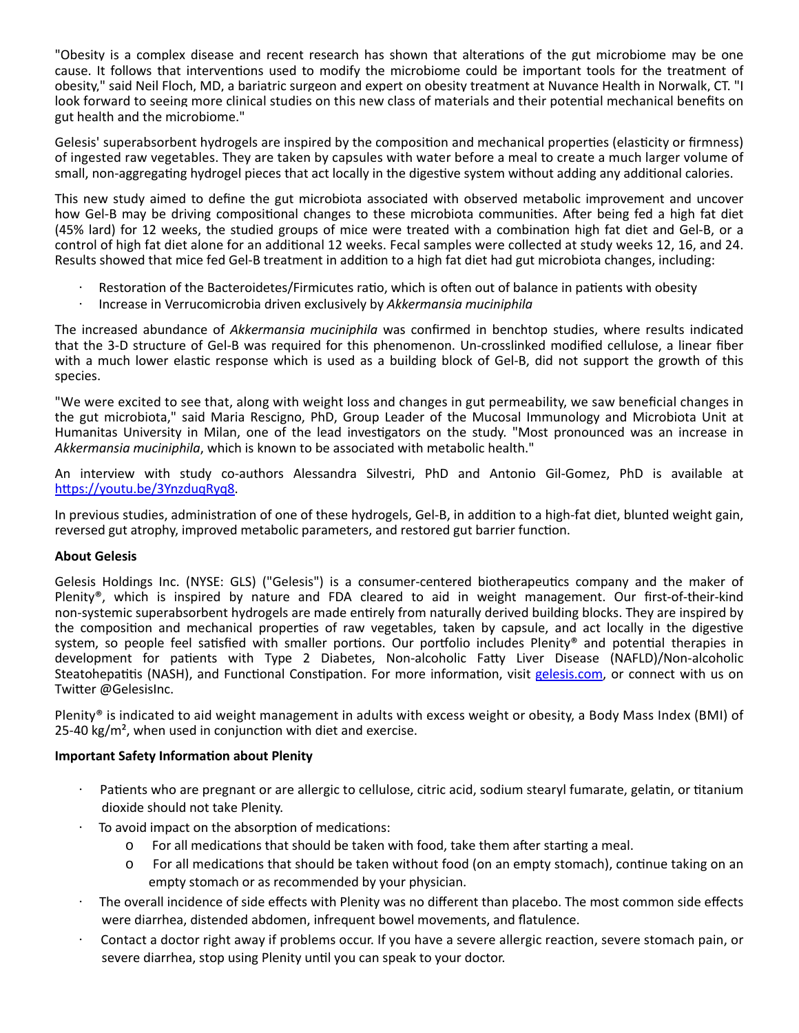"Obesity is a complex disease and recent research has shown that alterations of the gut microbiome may be one cause. It follows that interventions used to modify the microbiome could be important tools for the treatment of obesity," said Neil Floch, MD, a bariatric surgeon and expert on obesity treatment at Nuvance Health in Norwalk, CT. "I look forward to seeing more clinical studies on this new class of materials and their potential mechanical benefits on gut health and the microbiome."

Gelesis' superabsorbent hydrogels are inspired by the composition and mechanical properties (elasticity or firmness) of ingested raw vegetables. They are taken by capsules with water before a meal to create a much larger volume of small, non-aggregating hydrogel pieces that act locally in the digestive system without adding any additional calories.

This new study aimed to define the gut microbiota associated with observed metabolic improvement and uncover how Gel-B may be driving compositional changes to these microbiota communities. After being fed a high fat diet (45% lard) for 12 weeks, the studied groups of mice were treated with a combination high fat diet and Gel-B, or a control of high fat diet alone for an additional 12 weeks. Fecal samples were collected at study weeks 12, 16, and 24. Results showed that mice fed Gel-B treatment in addition to a high fat diet had gut microbiota changes, including:

- Restoration of the Bacteroidetes/Firmicutes ratio, which is often out of balance in patients with obesity
- Increase in Verrucomicrobia driven exclusively by *Akkermansia muciniphila*

The increased abundance of *Akkermansia muciniphila* was confirmed in benchtop studies, where results indicated that the 3-D structure of Gel-B was required for this phenomenon. Un-crosslinked modified cellulose, a linear fiber with a much lower elastic response which is used as a building block of Gel-B, did not support the growth of this species.

"We were excited to see that, along with weight loss and changes in gut permeability, we saw beneficial changes in the gut microbiota," said Maria Rescigno, PhD, Group Leader of the Mucosal Immunology and Microbiota Unit at Humanitas University in Milan, one of the lead investigators on the study. "Most pronounced was an increase in *Akkermansia muciniphila*, which is known to be associated with metabolic health."

An interview with study co-authors Alessandra Silvestri, PhD and Antonio Gil-Gomez, PhD is available at https://youtu.be/3YnzduqRyq8.

In previous studies, administration of one of these hydrogels, Gel-B, in addition to a high-fat diet, blunted weight gain, reversed gut atrophy, improved metabolic parameters, and restored gut barrier function.

**About Gelesis**

Gelesis Holdings Inc. (NYSE: GLS) ("Gelesis") is a consumer-centered biotherapeutics company and the maker of Plenity®, which is inspired by nature and FDA cleared to aid in weight management. Our first-of-their-kind non-systemic superabsorbent hydrogels are made entirely from naturally derived building blocks. They are inspired by the composition and mechanical properties of raw vegetables, taken by capsule, and act locally in the digestive system, so people feel satisfied with smaller portions. Our portfolio includes Plenity® and potential therapies in development for patients with Type 2 Diabetes, Non-alcoholic Fatty Liver Disease (NAFLD)/Non-alcoholic Steatohepatitis (NASH), and Functional Constipation. For more information, visit gelesis.com, or connect with us on Twitter @GelesisInc.

Plenity® is indicated to aid weight management in adults with excess weight or obesity, a Body Mass Index (BMI) of 25-40 kg/m², when used in conjunction with diet and exercise.

**Important Safety Information about Plenity**

- Patients who are pregnant or are allergic to cellulose, citric acid, sodium stearyl fumarate, gelatin, or titanium dioxide should not take Plenity.
- To avoid impact on the absorption of medications:
  - For all medications that should be taken with food, take them after starting a meal.
  - For all medications that should be taken without food (on an empty stomach), continue taking on an empty stomach or as recommended by your physician.
- The overall incidence of side effects with Plenity was no different than placebo. The most common side effects were diarrhea, distended abdomen, infrequent bowel movements, and flatulence.
- Contact a doctor right away if problems occur. If you have a severe allergic reaction, severe stomach pain, or severe diarrhea, stop using Plenity until you can speak to your doctor.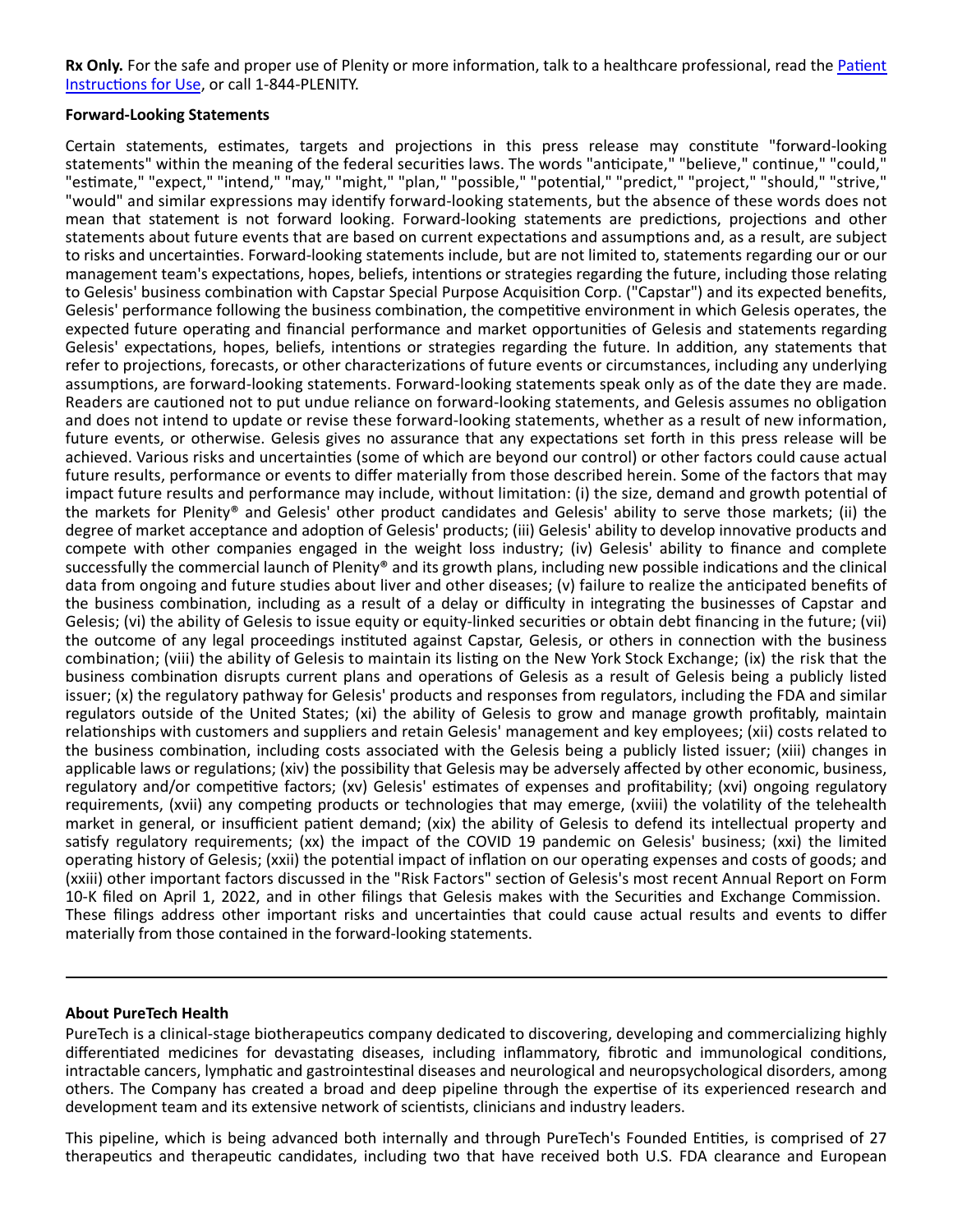**Rx Only.** For the safe and proper use of Plenity or more information, talk to a healthcare professional, read the Patient Instructions for Use, or call 1-844-PLENITY.

**Forward-Looking Statements**

Certain statements, estimates, targets and projections in this press release may constitute "forward-looking statements" within the meaning of the federal securities laws. The words "anticipate," "believe," continue," "could," "estimate," "expect," "intend," "may," "might," "plan," "possible," "potential," "predict," "project," "should," "strive," "would" and similar expressions may identify forward-looking statements, but the absence of these words does not mean that statement is not forward looking. Forward-looking statements are predictions, projections and other statements about future events that are based on current expectations and assumptions and, as a result, are subject to risks and uncertainties. Forward-looking statements include, but are not limited to, statements regarding our or our management team's expectations, hopes, beliefs, intentions or strategies regarding the future, including those relating to Gelesis' business combination with Capstar Special Purpose Acquisition Corp. ("Capstar") and its expected benefits, Gelesis' performance following the business combination, the competitive environment in which Gelesis operates, the expected future operating and financial performance and market opportunities of Gelesis and statements regarding Gelesis' expectations, hopes, beliefs, intentions or strategies regarding the future. In addition, any statements that refer to projections, forecasts, or other characterizations of future events or circumstances, including any underlying assumptions, are forward-looking statements. Forward-looking statements speak only as of the date they are made. Readers are cautioned not to put undue reliance on forward-looking statements, and Gelesis assumes no obligation and does not intend to update or revise these forward-looking statements, whether as a result of new information, future events, or otherwise. Gelesis gives no assurance that any expectations set forth in this press release will be achieved. Various risks and uncertainties (some of which are beyond our control) or other factors could cause actual future results, performance or events to differ materially from those described herein. Some of the factors that may impact future results and performance may include, without limitation: (i) the size, demand and growth potential of the markets for Plenity® and Gelesis' other product candidates and Gelesis' ability to serve those markets; (ii) the degree of market acceptance and adoption of Gelesis' products; (iii) Gelesis' ability to develop innovative products and compete with other companies engaged in the weight loss industry; (iv) Gelesis' ability to finance and complete successfully the commercial launch of Plenity® and its growth plans, including new possible indications and the clinical data from ongoing and future studies about liver and other diseases; (v) failure to realize the anticipated benefits of the business combination, including as a result of a delay or difficulty in integrating the businesses of Capstar and Gelesis; (vi) the ability of Gelesis to issue equity or equity-linked securities or obtain debt financing in the future; (vii) the outcome of any legal proceedings instituted against Capstar, Gelesis, or others in connection with the business combination; (viii) the ability of Gelesis to maintain its listing on the New York Stock Exchange; (ix) the risk that the business combination disrupts current plans and operations of Gelesis as a result of Gelesis being a publicly listed issuer; (x) the regulatory pathway for Gelesis' products and responses from regulators, including the FDA and similar regulators outside of the United States; (xi) the ability of Gelesis to grow and manage growth profitably, maintain relationships with customers and suppliers and retain Gelesis' management and key employees; (xii) costs related to the business combination, including costs associated with the Gelesis being a publicly listed issuer; (xiii) changes in applicable laws or regulations; (xiv) the possibility that Gelesis may be adversely affected by other economic, business, regulatory and/or competitive factors; (xv) Gelesis' estimates of expenses and profitability; (xvi) ongoing regulatory requirements, (xvii) any competing products or technologies that may emerge, (xviii) the volatility of the telehealth market in general, or insufficient patient demand; (xix) the ability of Gelesis to defend its intellectual property and satisfy regulatory requirements; (xx) the impact of the COVID 19 pandemic on Gelesis' business; (xxi) the limited operating history of Gelesis; (xxii) the potential impact of inflation on our operating expenses and costs of goods; and (xxiii) other important factors discussed in the "Risk Factors" section of Gelesis's most recent Annual Report on Form 10-K filed on April 1, 2022, and in other filings that Gelesis makes with the Securities and Exchange Commission. These filings address other important risks and uncertainties that could cause actual results and events to differ materially from those contained in the forward-looking statements.

---

**About PureTech Health**

PureTech is a clinical-stage biotherapeutics company dedicated to discovering, developing and commercializing highly differentiated medicines for devastating diseases, including inflammatory, fibrotic and immunological conditions, intractable cancers, lymphatic and gastrointestinal diseases and neurological and neuropsychological disorders, among others. The Company has created a broad and deep pipeline through the expertise of its experienced research and development team and its extensive network of scientists, clinicians and industry leaders.

This pipeline, which is being advanced both internally and through PureTech's Founded Entities, is comprised of 27 therapeutics and therapeutic candidates, including two that have received both U.S. FDA clearance and European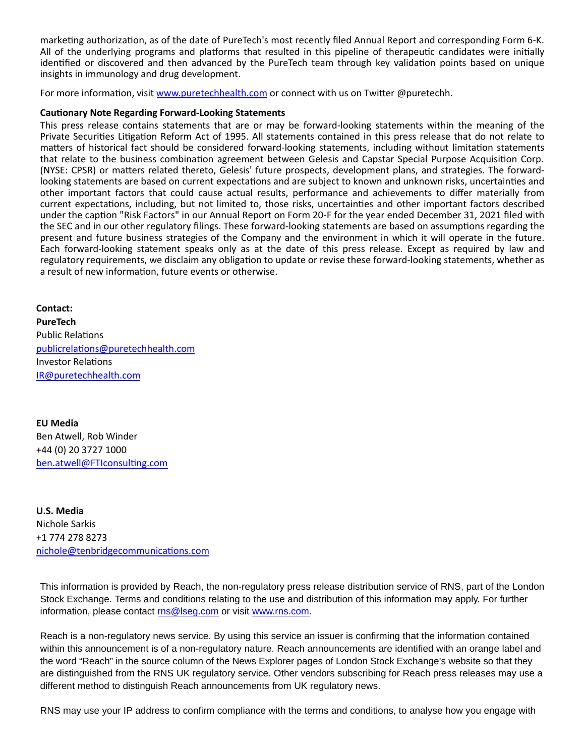marketing authorization, as of the date of PureTech's most recently filed Annual Report and corresponding Form 6-K. All of the underlying programs and platforms that resulted in this pipeline of therapeutic candidates were initially identified or discovered and then advanced by the PureTech team through key validation points based on unique insights in immunology and drug development.

For more information, visit [www.puretechhealth.com](www.puretechhealth.com) or connect with us on Twitter @puretechh.

**Cautionary Note Regarding Forward-Looking Statements**

This press release contains statements that are or may be forward-looking statements within the meaning of the Private Securities Litigation Reform Act of 1995. All statements contained in this press release that do not relate to matters of historical fact should be considered forward-looking statements, including without limitation statements that relate to the business combination agreement between Gelesis and Capstar Special Purpose Acquisition Corp. (NYSE: CPSR) or matters related thereto, Gelesis' future prospects, development plans, and strategies. The forward-looking statements are based on current expectations and are subject to known and unknown risks, uncertainties and other important factors that could cause actual results, performance and achievements to differ materially from current expectations, including, but not limited to, those risks, uncertainties and other important factors described under the caption "Risk Factors" in our Annual Report on Form 20-F for the year ended December 31, 2021 filed with the SEC and in our other regulatory filings. These forward-looking statements are based on assumptions regarding the present and future business strategies of the Company and the environment in which it will operate in the future. Each forward-looking statement speaks only as at the date of this press release. Except as required by law and regulatory requirements, we disclaim any obligation to update or revise these forward-looking statements, whether as a result of new information, future events or otherwise.

**Contact:**
**PureTech**
Public Relations
[publicrelations@puretechhealth.com](mailto:publicrelations@puretechhealth.com)
Investor Relations
[IR@puretechhealth.com](mailto:IR@puretechhealth.com)

**EU Media**
Ben Atwell, Rob Winder
+44 (0) 20 3727 1000
[ben.atwell@FTIconsulting.com](mailto:ben.atwell@FTIconsulting.com)

**U.S. Media**
Nichole Sarkis
+1 774 278 8273
[nichole@tenbridgecommunications.com](mailto:nichole@tenbridgecommunications.com)

This information is provided by Reach, the non-regulatory press release distribution service of RNS, part of the London Stock Exchange. Terms and conditions relating to the use and distribution of this information may apply. For further information, please contact [rns@lseg.com](mailto:rns@lseg.com) or visit [www.rns.com](www.rns.com).

Reach is a non-regulatory news service. By using this service an issuer is confirming that the information contained within this announcement is of a non-regulatory nature. Reach announcements are identified with an orange label and the word “Reach” in the source column of the News Explorer pages of London Stock Exchange’s website so that they are distinguished from the RNS UK regulatory service. Other vendors subscribing for Reach press releases may use a different method to distinguish Reach announcements from UK regulatory news.

RNS may use your IP address to confirm compliance with the terms and conditions, to analyse how you engage with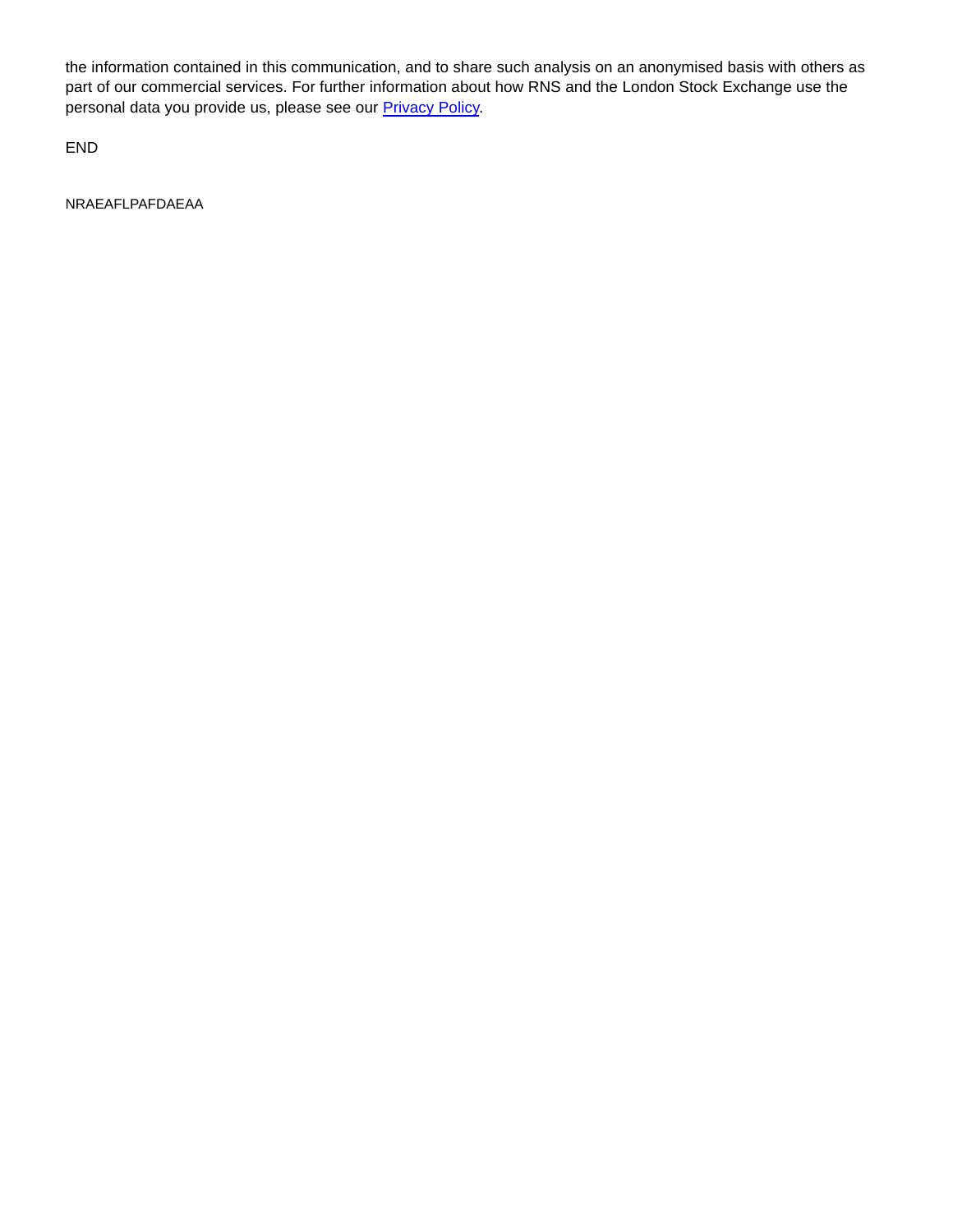the information contained in this communication, and to share such analysis on an anonymised basis with others as part of our commercial services. For further information about how RNS and the London Stock Exchange use the personal data you provide us, please see our [Privacy Policy](https://www.lseg.com/privacy-and-cookie-policy).

END

NRAEAFLPAFDAEAA